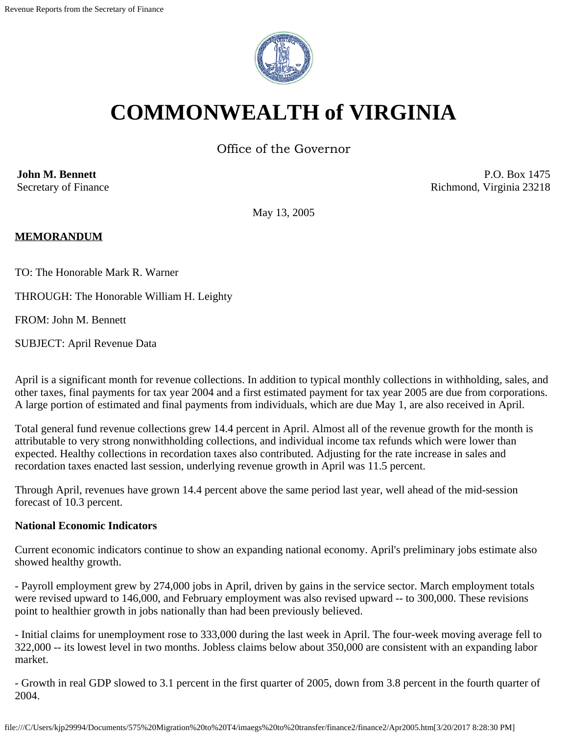# COMMONWEALTH of VIRGINIA

Office of the Governor

**John M. Bennett**
Secretary of Finance

P.O. Box 1475
Richmond, Virginia 23218

May 13, 2005

**MEMORANDUM**

TO: The Honorable Mark R. Warner

THROUGH: The Honorable William H. Leighty

FROM: John M. Bennett

SUBJECT: April Revenue Data

April is a significant month for revenue collections. In addition to typical monthly collections in withholding, sales, and other taxes, final payments for tax year 2004 and a first estimated payment for tax year 2005 are due from corporations. A large portion of estimated and final payments from individuals, which are due May 1, are also received in April.

Total general fund revenue collections grew 14.4 percent in April. Almost all of the revenue growth for the month is attributable to very strong nonwithholding collections, and individual income tax refunds which were lower than expected. Healthy collections in recordation taxes also contributed. Adjusting for the rate increase in sales and recordation taxes enacted last session, underlying revenue growth in April was 11.5 percent.

Through April, revenues have grown 14.4 percent above the same period last year, well ahead of the mid-session forecast of 10.3 percent.

**National Economic Indicators**

Current economic indicators continue to show an expanding national economy. April's preliminary jobs estimate also showed healthy growth.

- Payroll employment grew by 274,000 jobs in April, driven by gains in the service sector. March employment totals were revised upward to 146,000, and February employment was also revised upward -- to 300,000. These revisions point to healthier growth in jobs nationally than had been previously believed.

- Initial claims for unemployment rose to 333,000 during the last week in April. The four-week moving average fell to 322,000 -- its lowest level in two months. Jobless claims below about 350,000 are consistent with an expanding labor market.

- Growth in real GDP slowed to 3.1 percent in the first quarter of 2005, down from 3.8 percent in the fourth quarter of 2004.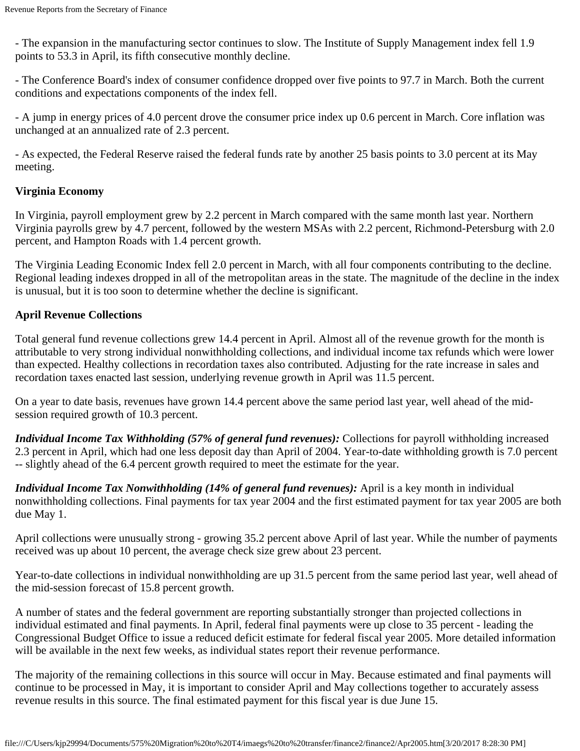- The expansion in the manufacturing sector continues to slow. The Institute of Supply Management index fell 1.9 points to 53.3 in April, its fifth consecutive monthly decline.

- The Conference Board's index of consumer confidence dropped over five points to 97.7 in March. Both the current conditions and expectations components of the index fell.

- A jump in energy prices of 4.0 percent drove the consumer price index up 0.6 percent in March. Core inflation was unchanged at an annualized rate of 2.3 percent.

- As expected, the Federal Reserve raised the federal funds rate by another 25 basis points to 3.0 percent at its May meeting.

**Virginia Economy**

In Virginia, payroll employment grew by 2.2 percent in March compared with the same month last year. Northern Virginia payrolls grew by 4.7 percent, followed by the western MSAs with 2.2 percent, Richmond-Petersburg with 2.0 percent, and Hampton Roads with 1.4 percent growth.

The Virginia Leading Economic Index fell 2.0 percent in March, with all four components contributing to the decline. Regional leading indexes dropped in all of the metropolitan areas in the state. The magnitude of the decline in the index is unusual, but it is too soon to determine whether the decline is significant.

**April Revenue Collections**

Total general fund revenue collections grew 14.4 percent in April. Almost all of the revenue growth for the month is attributable to very strong individual nonwithholding collections, and individual income tax refunds which were lower than expected. Healthy collections in recordation taxes also contributed. Adjusting for the rate increase in sales and recordation taxes enacted last session, underlying revenue growth in April was 11.5 percent.

On a year to date basis, revenues have grown 14.4 percent above the same period last year, well ahead of the mid-session required growth of 10.3 percent.

***Individual Income Tax Withholding (57% of general fund revenues):*** Collections for payroll withholding increased 2.3 percent in April, which had one less deposit day than April of 2004. Year-to-date withholding growth is 7.0 percent -- slightly ahead of the 6.4 percent growth required to meet the estimate for the year.

***Individual Income Tax Nonwithholding (14% of general fund revenues):*** April is a key month in individual nonwithholding collections. Final payments for tax year 2004 and the first estimated payment for tax year 2005 are both due May 1.

April collections were unusually strong - growing 35.2 percent above April of last year. While the number of payments received was up about 10 percent, the average check size grew about 23 percent.

Year-to-date collections in individual nonwithholding are up 31.5 percent from the same period last year, well ahead of the mid-session forecast of 15.8 percent growth.

A number of states and the federal government are reporting substantially stronger than projected collections in individual estimated and final payments. In April, federal final payments were up close to 35 percent - leading the Congressional Budget Office to issue a reduced deficit estimate for federal fiscal year 2005. More detailed information will be available in the next few weeks, as individual states report their revenue performance.

The majority of the remaining collections in this source will occur in May. Because estimated and final payments will continue to be processed in May, it is important to consider April and May collections together to accurately assess revenue results in this source. The final estimated payment for this fiscal year is due June 15.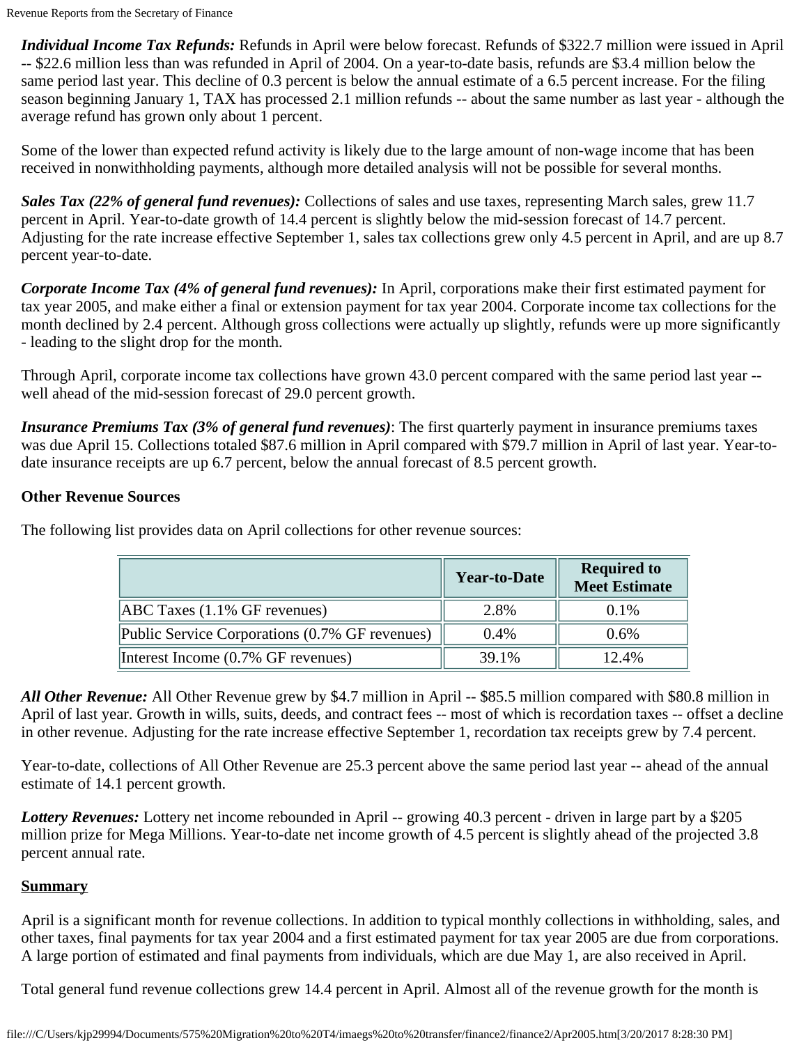***Individual Income Tax Refunds:*** Refunds in April were below forecast. Refunds of $322.7 million were issued in April -- $22.6 million less than was refunded in April of 2004. On a year-to-date basis, refunds are $3.4 million below the same period last year. This decline of 0.3 percent is below the annual estimate of a 6.5 percent increase. For the filing season beginning January 1, TAX has processed 2.1 million refunds -- about the same number as last year - although the average refund has grown only about 1 percent.

Some of the lower than expected refund activity is likely due to the large amount of non-wage income that has been received in nonwithholding payments, although more detailed analysis will not be possible for several months.

***Sales Tax (22% of general fund revenues):*** Collections of sales and use taxes, representing March sales, grew 11.7 percent in April. Year-to-date growth of 14.4 percent is slightly below the mid-session forecast of 14.7 percent. Adjusting for the rate increase effective September 1, sales tax collections grew only 4.5 percent in April, and are up 8.7 percent year-to-date.

***Corporate Income Tax (4% of general fund revenues):*** In April, corporations make their first estimated payment for tax year 2005, and make either a final or extension payment for tax year 2004. Corporate income tax collections for the month declined by 2.4 percent. Although gross collections were actually up slightly, refunds were up more significantly - leading to the slight drop for the month.

Through April, corporate income tax collections have grown 43.0 percent compared with the same period last year -- well ahead of the mid-session forecast of 29.0 percent growth.

***Insurance Premiums Tax (3% of general fund revenues)***: The first quarterly payment in insurance premiums taxes was due April 15. Collections totaled $87.6 million in April compared with $79.7 million in April of last year. Year-to-date insurance receipts are up 6.7 percent, below the annual forecast of 8.5 percent growth.

**Other Revenue Sources**

The following list provides data on April collections for other revenue sources:

| | Year-to-Date | Required to Meet Estimate |
|---|---|---|
| ABC Taxes (1.1% GF revenues) | 2.8% | 0.1% |
| Public Service Corporations (0.7% GF revenues) | 0.4% | 0.6% |
| Interest Income (0.7% GF revenues) | 39.1% | 12.4% |

***All Other Revenue:*** All Other Revenue grew by $4.7 million in April -- $85.5 million compared with $80.8 million in April of last year. Growth in wills, suits, deeds, and contract fees -- most of which is recordation taxes -- offset a decline in other revenue. Adjusting for the rate increase effective September 1, recordation tax receipts grew by 7.4 percent.

Year-to-date, collections of All Other Revenue are 25.3 percent above the same period last year -- ahead of the annual estimate of 14.1 percent growth.

***Lottery Revenues:*** Lottery net income rebounded in April -- growing 40.3 percent - driven in large part by a $205 million prize for Mega Millions. Year-to-date net income growth of 4.5 percent is slightly ahead of the projected 3.8 percent annual rate.

**Summary**

April is a significant month for revenue collections. In addition to typical monthly collections in withholding, sales, and other taxes, final payments for tax year 2004 and a first estimated payment for tax year 2005 are due from corporations. A large portion of estimated and final payments from individuals, which are due May 1, are also received in April.

Total general fund revenue collections grew 14.4 percent in April. Almost all of the revenue growth for the month is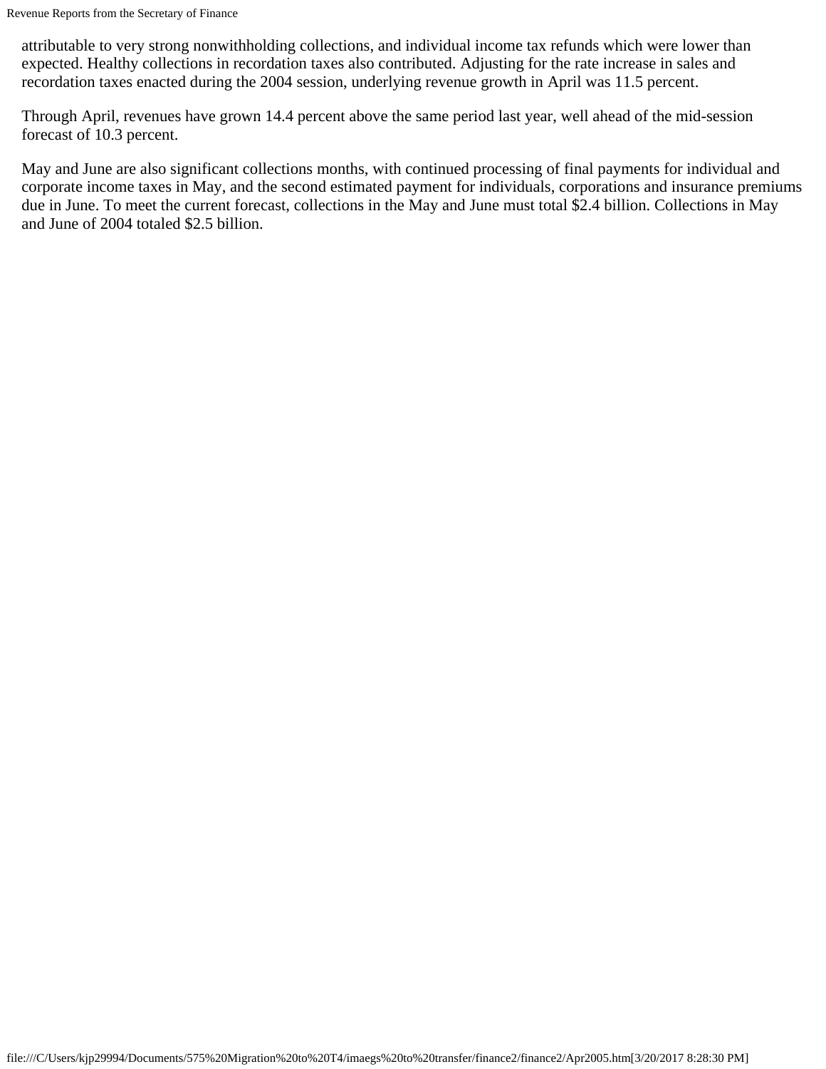attributable to very strong nonwithholding collections, and individual income tax refunds which were lower than expected. Healthy collections in recordation taxes also contributed. Adjusting for the rate increase in sales and recordation taxes enacted during the 2004 session, underlying revenue growth in April was 11.5 percent.

Through April, revenues have grown 14.4 percent above the same period last year, well ahead of the mid-session forecast of 10.3 percent.

May and June are also significant collections months, with continued processing of final payments for individual and corporate income taxes in May, and the second estimated payment for individuals, corporations and insurance premiums due in June. To meet the current forecast, collections in the May and June must total $2.4 billion. Collections in May and June of 2004 totaled $2.5 billion.